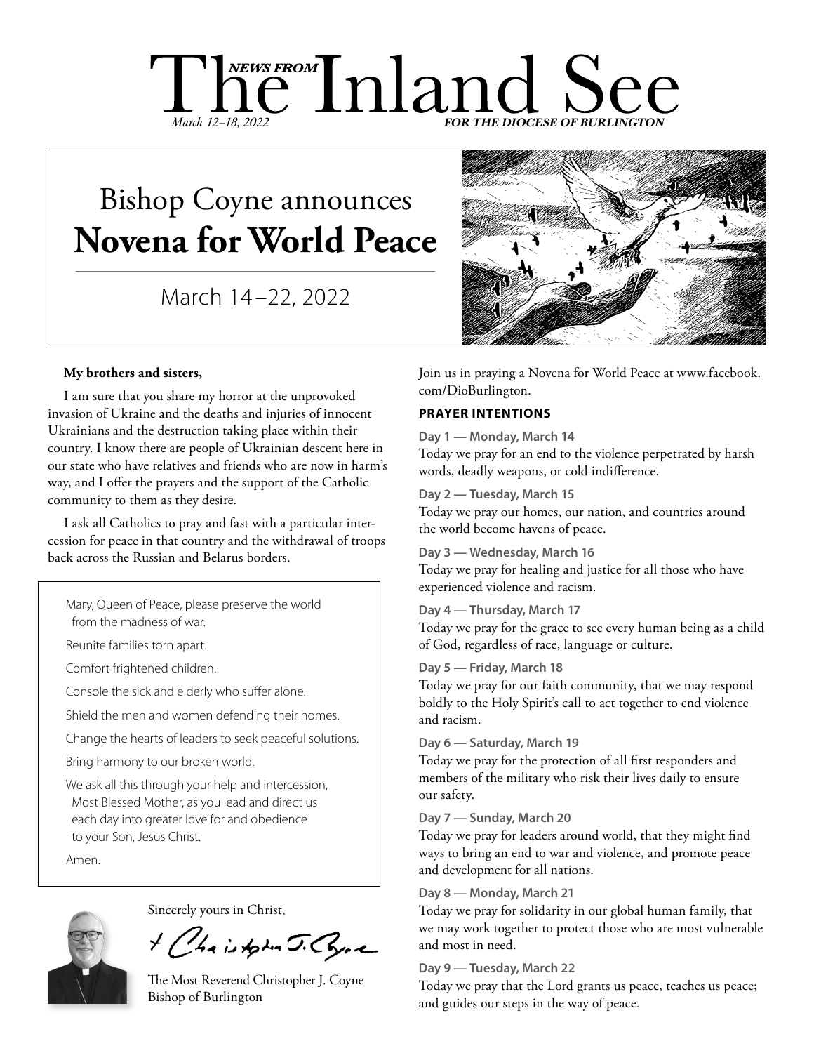# The NEWS FROM Inland See

*March 12–18, 2022* ***FOR THE DIOCESE OF BURLINGTON***

## Bishop Coyne announces **Novena for World Peace**

March 14–22, 2022

**My brothers and sisters,**

I am sure that you share my horror at the unprovoked invasion of Ukraine and the deaths and injuries of innocent Ukrainians and the destruction taking place within their country. I know there are people of Ukrainian descent here in our state who have relatives and friends who are now in harm's way, and I offer the prayers and the support of the Catholic community to them as they desire.

I ask all Catholics to pray and fast with a particular intercession for peace in that country and the withdrawal of troops back across the Russian and Belarus borders.

> Mary, Queen of Peace, please preserve the world from the madness of war.
>
> Reunite families torn apart.
>
> Comfort frightened children.
>
> Console the sick and elderly who suffer alone.
>
> Shield the men and women defending their homes.
>
> Change the hearts of leaders to seek peaceful solutions.
>
> Bring harmony to our broken world.
>
> We ask all this through your help and intercession, Most Blessed Mother, as you lead and direct us each day into greater love for and obedience to your Son, Jesus Christ.
>
> Amen.

Sincerely yours in Christ,

+ Christopher J. Coyne

The Most Reverend Christopher J. Coyne
Bishop of Burlington

Join us in praying a Novena for World Peace at www.facebook.com/DioBurlington.

### PRAYER INTENTIONS

**Day 1 — Monday, March 14**
Today we pray for an end to the violence perpetrated by harsh words, deadly weapons, or cold indifference.

**Day 2 — Tuesday, March 15**
Today we pray our homes, our nation, and countries around the world become havens of peace.

**Day 3 — Wednesday, March 16**
Today we pray for healing and justice for all those who have experienced violence and racism.

**Day 4 — Thursday, March 17**
Today we pray for the grace to see every human being as a child of God, regardless of race, language or culture.

**Day 5 — Friday, March 18**
Today we pray for our faith community, that we may respond boldly to the Holy Spirit's call to act together to end violence and racism.

**Day 6 — Saturday, March 19**
Today we pray for the protection of all first responders and members of the military who risk their lives daily to ensure our safety.

**Day 7 — Sunday, March 20**
Today we pray for leaders around world, that they might find ways to bring an end to war and violence, and promote peace and development for all nations.

**Day 8 — Monday, March 21**
Today we pray for solidarity in our global human family, that we may work together to protect those who are most vulnerable and most in need.

**Day 9 — Tuesday, March 22**
Today we pray that the Lord grants us peace, teaches us peace; and guides our steps in the way of peace.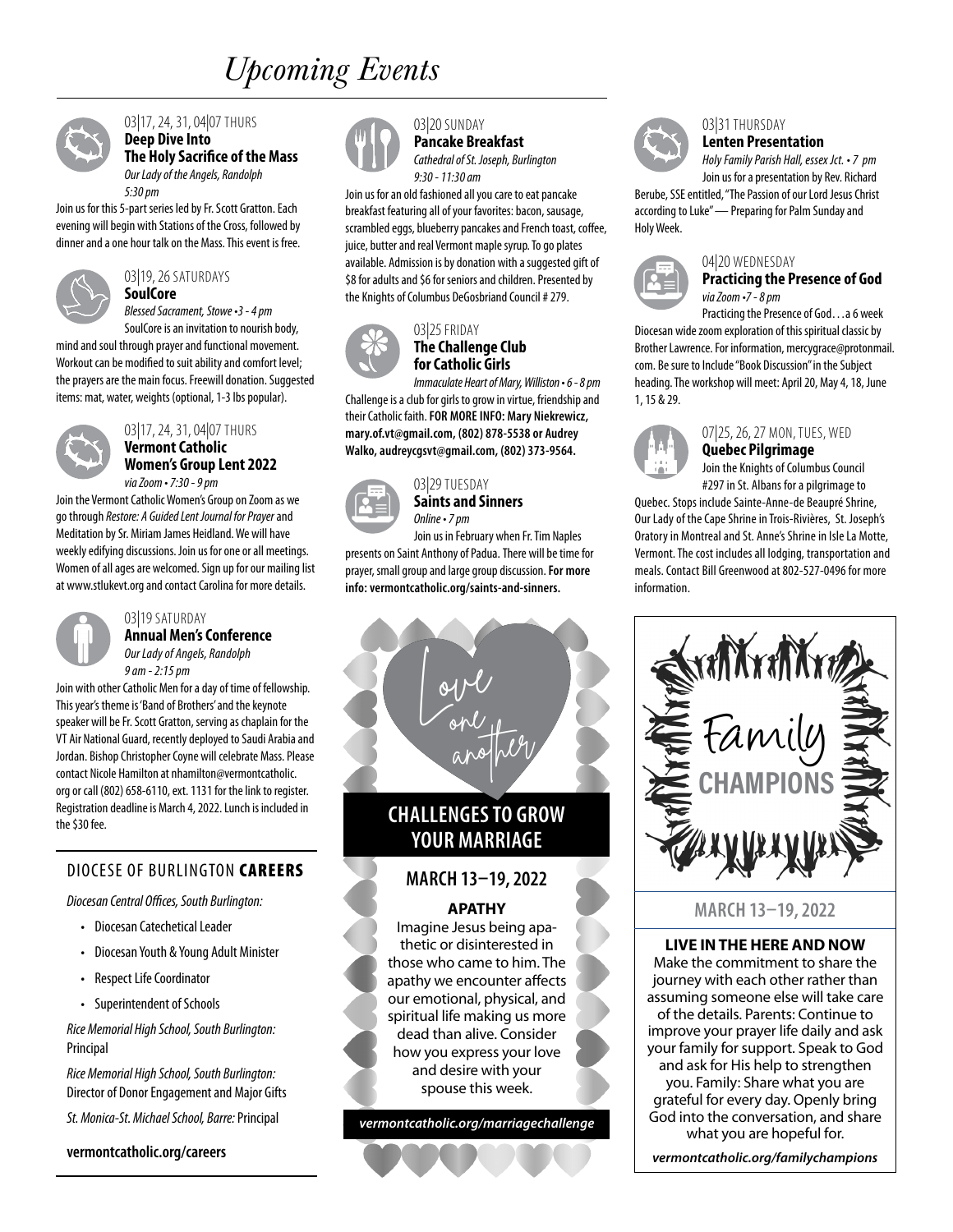# Upcoming Events

03|17, 24, 31, 04|07 THURS

### Deep Dive Into The Holy Sacrifice of the Mass

*Our Lady of the Angels, Randolph*
*5:30 pm*

Join us for this 5-part series led by Fr. Scott Gratton. Each evening will begin with Stations of the Cross, followed by dinner and a one hour talk on the Mass. This event is free.

03|19, 26 SATURDAYS

### SoulCore

*Blessed Sacrament, Stowe • 3 - 4 pm*

SoulCore is an invitation to nourish body, mind and soul through prayer and functional movement. Workout can be modified to suit ability and comfort level; the prayers are the main focus. Freewill donation. Suggested items: mat, water, weights (optional, 1-3 lbs popular).

03|17, 24, 31, 04|07 THURS

### Vermont Catholic Women's Group Lent 2022

*via Zoom • 7:30 - 9 pm*

Join the Vermont Catholic Women's Group on Zoom as we go through *Restore: A Guided Lent Journal for Prayer* and Meditation by Sr. Miriam James Heidland. We will have weekly edifying discussions. Join us for one or all meetings. Women of all ages are welcomed. Sign up for our mailing list at www.stlukevt.org and contact Carolina for more details.

03|19 SATURDAY

### Annual Men's Conference

*Our Lady of Angels, Randolph*
*9 am - 2:15 pm*

Join with other Catholic Men for a day of time of fellowship. This year's theme is 'Band of Brothers' and the keynote speaker will be Fr. Scott Gratton, serving as chaplain for the VT Air National Guard, recently deployed to Saudi Arabia and Jordan. Bishop Christopher Coyne will celebrate Mass. Please contact Nicole Hamilton at nhamilton@vermontcatholic.org or call (802) 658-6110, ext. 1131 for the link to register. Registration deadline is March 4, 2022. Lunch is included in the $30 fee.

03|20 SUNDAY

### Pancake Breakfast

*Cathedral of St. Joseph, Burlington*
*9:30 - 11:30 am*

Join us for an old fashioned all you care to eat pancake breakfast featuring all of your favorites: bacon, sausage, scrambled eggs, blueberry pancakes and French toast, coffee, juice, butter and real Vermont maple syrup. To go plates available. Admission is by donation with a suggested gift of $8 for adults and $6 for seniors and children. Presented by the Knights of Columbus DeGosbriand Council # 279.

03|25 FRIDAY

### The Challenge Club for Catholic Girls

*Immaculate Heart of Mary, Williston • 6 - 8 pm*

Challenge is a club for girls to grow in virtue, friendship and their Catholic faith. **FOR MORE INFO: Mary Niekrewicz, mary.of.vt@gmail.com, (802) 878-5538 or Audrey Walko, audreycgsvt@gmail.com, (802) 373-9564.**

03|29 TUESDAY

### Saints and Sinners

*Online • 7 pm*

Join us in February when Fr. Tim Naples presents on Saint Anthony of Padua. There will be time for prayer, small group and large group discussion. **For more info: vermontcatholic.org/saints-and-sinners.**

03|31 THURSDAY

### Lenten Presentation

*Holy Family Parish Hall, essex Jct. • 7 pm*

Join us for a presentation by Rev. Richard Berube, SSE entitled, "The Passion of our Lord Jesus Christ according to Luke" — Preparing for Palm Sunday and Holy Week.

04|20 WEDNESDAY

### Practicing the Presence of God

*via Zoom • 7 - 8 pm*

Practicing the Presence of God . . . a 6 week Diocesan wide zoom exploration of this spiritual classic by Brother Lawrence. For information, mercygrace@protonmail.com. Be sure to Include "Book Discussion" in the Subject heading. The workshop will meet: April 20, May 4, 18, June 1, 15 & 29.

07|25, 26, 27 MON, TUES, WED

### Quebec Pilgrimage

Join the Knights of Columbus Council #297 in St. Albans for a pilgrimage to Quebec. Stops include Sainte-Anne-de Beaupré Shrine, Our Lady of the Cape Shrine in Trois-Rivières, St. Joseph's Oratory in Montreal and St. Anne's Shrine in Isle La Motte, Vermont. The cost includes all lodging, transportation and meals. Contact Bill Greenwood at 802-527-0496 for more information.

## DIOCESE OF BURLINGTON **CAREERS**

*Diocesan Central Offices, South Burlington:*

- Diocesan Catechetical Leader
- Diocesan Youth & Young Adult Minister
- Respect Life Coordinator
- Superintendent of Schools

*Rice Memorial High School, South Burlington:* Principal

*Rice Memorial High School, South Burlington:* Director of Donor Engagement and Major Gifts

*St. Monica-St. Michael School, Barre:* Principal

**vermontcatholic.org/careers**

Love one another

## CHALLENGES TO GROW YOUR MARRIAGE

### MARCH 13–19, 2022

**APATHY**

Imagine Jesus being apathetic or disinterested in those who came to him. The apathy we encounter affects our emotional, physical, and spiritual life making us more dead than alive. Consider how you express your love and desire with your spouse this week.

***vermontcatholic.org/marriagechallenge***

## Family CHAMPIONS

### MARCH 13–19, 2022

**LIVE IN THE HERE AND NOW**

Make the commitment to share the journey with each other rather than assuming someone else will take care of the details. Parents: Continue to improve your prayer life daily and ask your family for support. Speak to God and ask for His help to strengthen you. Family: Share what you are grateful for every day. Openly bring God into the conversation, and share what you are hopeful for.

***vermontcatholic.org/familychampions***